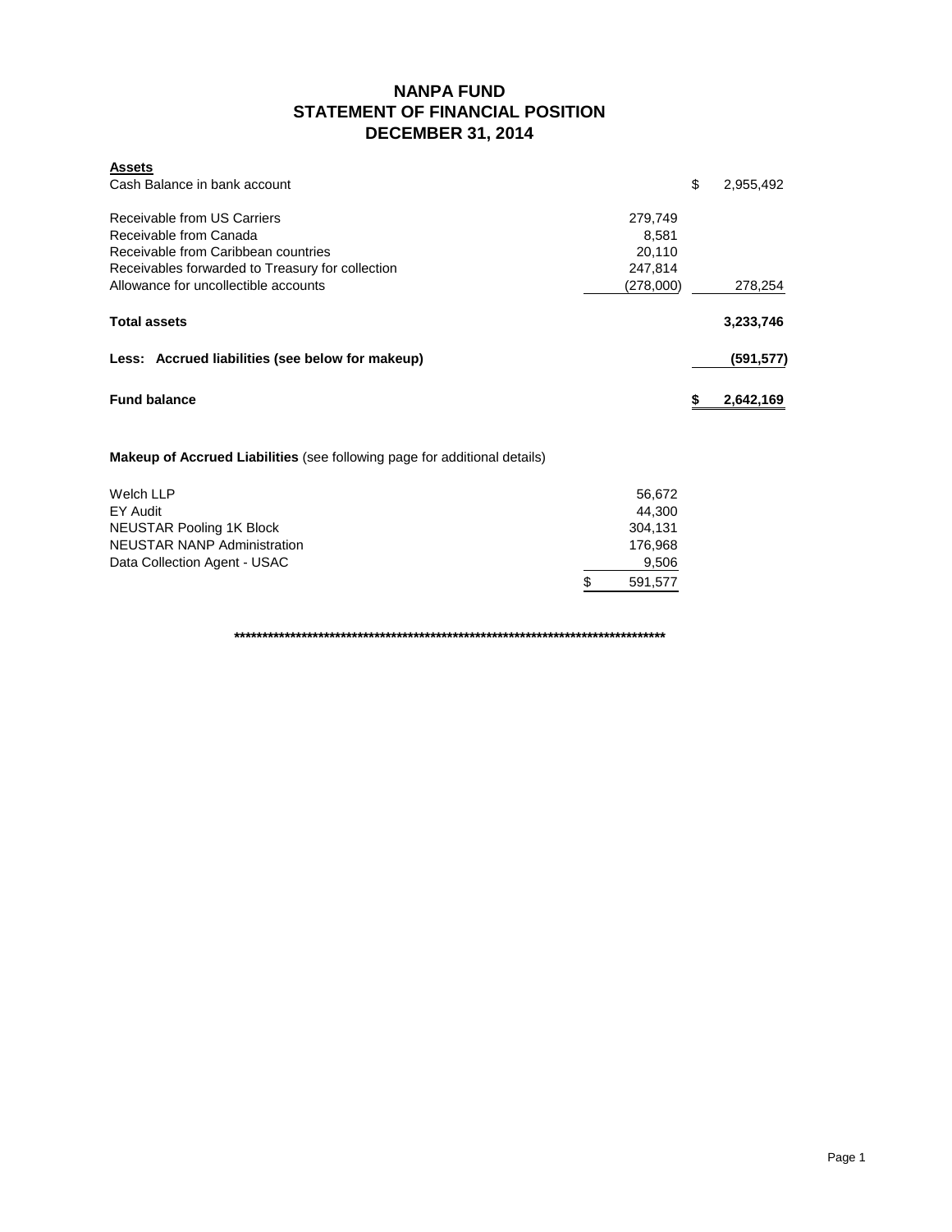# NANPA FUND
## STATEMENT OF FINANCIAL POSITION
## DECEMBER 31, 2014

| **Assets** | | |
|---|---|---|
| Cash Balance in bank account | | $ 2,955,492 |
| | | |
| Receivable from US Carriers | 279,749 | |
| Receivable from Canada | 8,581 | |
| Receivable from Caribbean countries | 20,110 | |
| Receivables forwarded to Treasury for collection | 247,814 | |
| Allowance for uncollectible accounts | (278,000) | 278,254 |
| | | |
| **Total assets** | | **3,233,746** |
| | | |
| **Less: Accrued liabilities (see below for makeup)** | | **(591,577)** |
| | | |
| **Fund balance** | | **$ 2,642,169** |

**Makeup of Accrued Liabilities** (see following page for additional details)

| | |
|---|---|
| Welch LLP | 56,672 |
| EY Audit | 44,300 |
| NEUSTAR Pooling 1K Block | 304,131 |
| NEUSTAR NANP Administration | 176,968 |
| Data Collection Agent - USAC | 9,506 |
| | $ 591,577 |

*********************************************************************************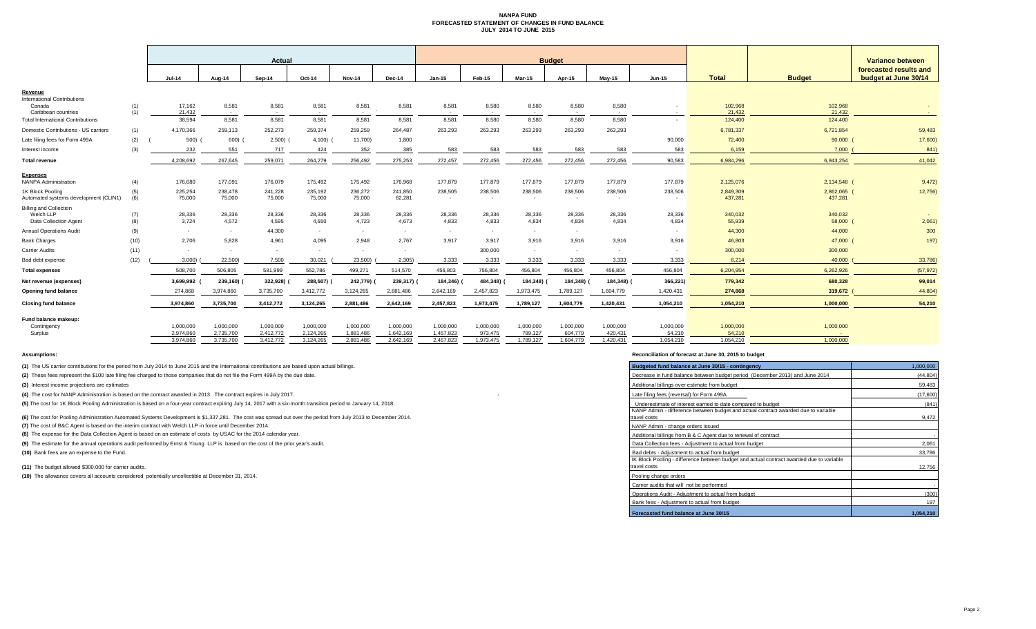# NANPA FUND
## FORECASTED STATEMENT OF CHANGES IN FUND BALANCE
## JULY 2014 TO JUNE 2015

| | | Actual | | | | | | Budget | | | | | | | | Variance between forecasted results and budget at June 30/14 |
|---|---|---|---|---|---|---|---|---|---|---|---|---|---|---|---|---|
| | | Jul-14 | Aug-14 | Sep-14 | Oct-14 | Nov-14 | Dec-14 | Jan-15 | Feb-15 | Mar-15 | Apr-15 | May-15 | Jun-15 | Total | Budget | |
| **Revenue** | | | | | | | | | | | | | | | | |
| International Contributions | | | | | | | | | | | | | | | | |
| Canada | (1) | 17,162 | 8,581 | 8,581 | 8,581 | 8,581 | 8,581 | 8,581 | 8,580 | 8,580 | 8,580 | 8,580 | - | 102,968 | 102,968 | - |
| Caribbean countries | (1) | 21,432 | - | - | - | - | - | - | - | - | - | - | - | 21,432 | 21,432 | - |
| Total International Contributions | | 38,594 | 8,581 | 8,581 | 8,581 | 8,581 | 8,581 | 8,581 | 8,580 | 8,580 | 8,580 | 8,580 | - | 124,400 | 124,400 | |
| Domestic Contributions - US carriers | (1) | 4,170,366 | 259,113 | 252,273 | 259,374 | 259,259 | 264,487 | 263,293 | 263,293 | 263,293 | 263,293 | 263,293 | | 6,781,337 | 6,721,854 | 59,483 |
| Late filing fees for Form 499A | (2) | (500) | (600) | (2,500) | (4,100) | (11,700) | 1,800 | | | | | | 90,000 | 72,400 | 90,000 | (17,600) |
| Interest income | (3) | 232 | 551 | 717 | 424 | 352 | 385 | 583 | 583 | 583 | 583 | 583 | 583 | 6,159 | 7,000 | (841) |
| **Total revenue** | | 4,208,692 | 267,645 | 259,071 | 264,279 | 256,492 | 275,253 | 272,457 | 272,456 | 272,456 | 272,456 | 272,456 | 90,583 | 6,984,296 | 6,943,254 | 41,042 |
| **Expenses** | | | | | | | | | | | | | | | | |
| NANPA Administration | (4) | 176,680 | 177,091 | 176,079 | 175,492 | 175,492 | 176,968 | 177,879 | 177,879 | 177,879 | 177,879 | 177,879 | 177,879 | 2,125,076 | 2,134,548 | (9,472) |
| 1K Block Pooling | (5) | 225,254 | 238,478 | 241,228 | 235,192 | 236,272 | 241,850 | 238,505 | 238,506 | 238,506 | 238,506 | 238,506 | 238,506 | 2,849,309 | 2,862,065 | (12,756) |
| Automated systems development (CLIN1) | (6) | 75,000 | 75,000 | 75,000 | 75,000 | 75,000 | 62,281 | - | - | - | - | - | - | 437,281 | 437,281 | |
| Billing and Collection | | | | | | | | | | | | | | | | |
| Welch LLP | (7) | 28,336 | 28,336 | 28,336 | 28,336 | 28,336 | 28,336 | 28,336 | 28,336 | 28,336 | 28,336 | 28,336 | 28,336 | 340,032 | 340,032 | - |
| Data Collection Agent | (8) | 3,724 | 4,572 | 4,595 | 4,650 | 4,723 | 4,673 | 4,833 | 4,833 | 4,834 | 4,834 | 4,834 | 4,834 | 55,939 | 58,000 | (2,061) |
| Annual Operations Audit | (9) | - | - | 44,300 | - | - | - | - | - | - | - | - | - | 44,300 | 44,000 | 300 |
| Bank Charges | (10) | 2,706 | 5,828 | 4,961 | 4,095 | 2,948 | 2,767 | 3,917 | 3,917 | 3,916 | 3,916 | 3,916 | 3,916 | 46,803 | 47,000 | (197) |
| Carrier Audits | (11) | - | - | - | - | - | - | | 300,000 | - | - | - | - | 300,000 | 300,000 | |
| Bad debt expense | (12) | (3,000) | (22,500) | 7,500 | 30,021 | (23,500) | (2,305) | 3,333 | 3,333 | 3,333 | 3,333 | 3,333 | 3,333 | 6,214 | 40,000 | (33,786) |
| **Total expenses** | | 508,700 | 506,805 | 581,999 | 552,786 | 499,271 | 514,570 | 456,803 | 756,804 | 456,804 | 456,804 | 456,804 | 456,804 | 6,204,954 | 6,262,926 | (57,972) |
| **Net revenue (expenses)** | | 3,699,992 | (239,160) | (322,928) | (288,507) | (242,779) | (239,317) | (184,346) | (484,348) | (184,348) | (184,348) | (184,348) | (366,221) | 779,342 | 680,328 | 99,014 |
| **Opening fund balance** | | 274,868 | 3,974,860 | 3,735,700 | 3,412,772 | 3,124,265 | 2,881,486 | 2,642,169 | 2,457,823 | 1,973,475 | 1,789,127 | 1,604,779 | 1,420,431 | 274,868 | 319,672 | (44,804) |
| **Closing fund balance** | | 3,974,860 | 3,735,700 | 3,412,772 | 3,124,265 | 2,881,486 | 2,642,169 | 2,457,823 | 1,973,475 | 1,789,127 | 1,604,779 | 1,420,431 | 1,054,210 | 1,054,210 | 1,000,000 | 54,210 |
| **Fund balance makeup:** | | | | | | | | | | | | | | | | |
| Contingency | | 1,000,000 | 1,000,000 | 1,000,000 | 1,000,000 | 1,000,000 | 1,000,000 | 1,000,000 | 1,000,000 | 1,000,000 | 1,000,000 | 1,000,000 | 1,000,000 | 1,000,000 | 1,000,000 | |
| Surplus | | 2,974,860 | 2,735,700 | 2,412,772 | 2,124,265 | 1,881,486 | 1,642,169 | 1,457,823 | 973,475 | 789,127 | 604,779 | 420,431 | 54,210 | 54,210 | - | |
| | | 3,974,860 | 3,735,700 | 3,412,772 | 3,124,265 | 2,881,486 | 2,642,169 | 2,457,823 | 1,973,475 | 1,789,127 | 1,604,779 | 1,420,431 | 1,054,210 | 1,054,210 | 1,000,000 | |

**Assumptions:**

**(1)** The US carrier contributions for the period from July 2014 to June 2015 and the International contributions are based upon actual billings.

**(2)** These fees represent the $100 late filing fee charged to those companies that do not file the Form 499A by the due date.

**(3)** Interest income projections are estimates

**(4)** The cost for NANP Administration is based on the contract awarded in 2013. The contract expires in July 2017.

**(5)** The cost for 1K Block Pooling Administration is based on a four-year contract expiring July 14, 2017 with a six-month transition period to January 14, 2018.

**(6)** The cost for Pooling Administration Automated Systems Development is $1,337,281. The cost was spread out over the period from July 2013 to December 2014.

**(7)** The cost of B&C Agent is based on the interim contract with Welch LLP in force until December 2014.

**(8)** The expense for the Data Collection Agent is based on an estimate of costs by USAC for the 2014 calendar year.

**(9)** The estimate for the annual operations audit performed by Ernst & Young LLP is based on the cost of the prior year's audit.

**(10)** Bank fees are an expense to the Fund.

**(11)** The budget allowed $300,000 for carrier audits.

**(10)** The allowance covers all accounts considered potentially uncollectible at December 31, 2014.

**Reconciliation of forecast at June 30, 2015 to budget**

| Budgeted fund balance at June 30/15 - contingency | 1,000,000 |
|---|---|
| Decrease in fund balance between budget period (December 2013) and June 2014 | (44,804) |
| Additional billings over estimate from budget | 59,483 |
| Late filing fees (reversal) for Form 499A | (17,600) |
| Underestimate of interest earned to date compared to budget | (841) |
| NANP Admin - difference between budget and actual contract awarded due to variable travel costs | 9,472 |
| NANP Admin - change orders issued | |
| Additional billings from B & C Agent due to renewal of contract | - |
| Data Collection fees - Adjustment to actual from budget | 2,061 |
| Bad debts - Adjustment to actual from budget | 33,786 |
| IK Block Pooling - difference between budget and actual contract awarded due to variable travel costs | 12,756 |
| Pooling change orders | |
| Carrier audits that will not be performed | - |
| Operations Audit - Adjustment to actual from budget | (300) |
| Bank fees - Adjustment to actual from budget | 197 |
| **Forecasted fund balance at June 30/15** | **1,054,210** |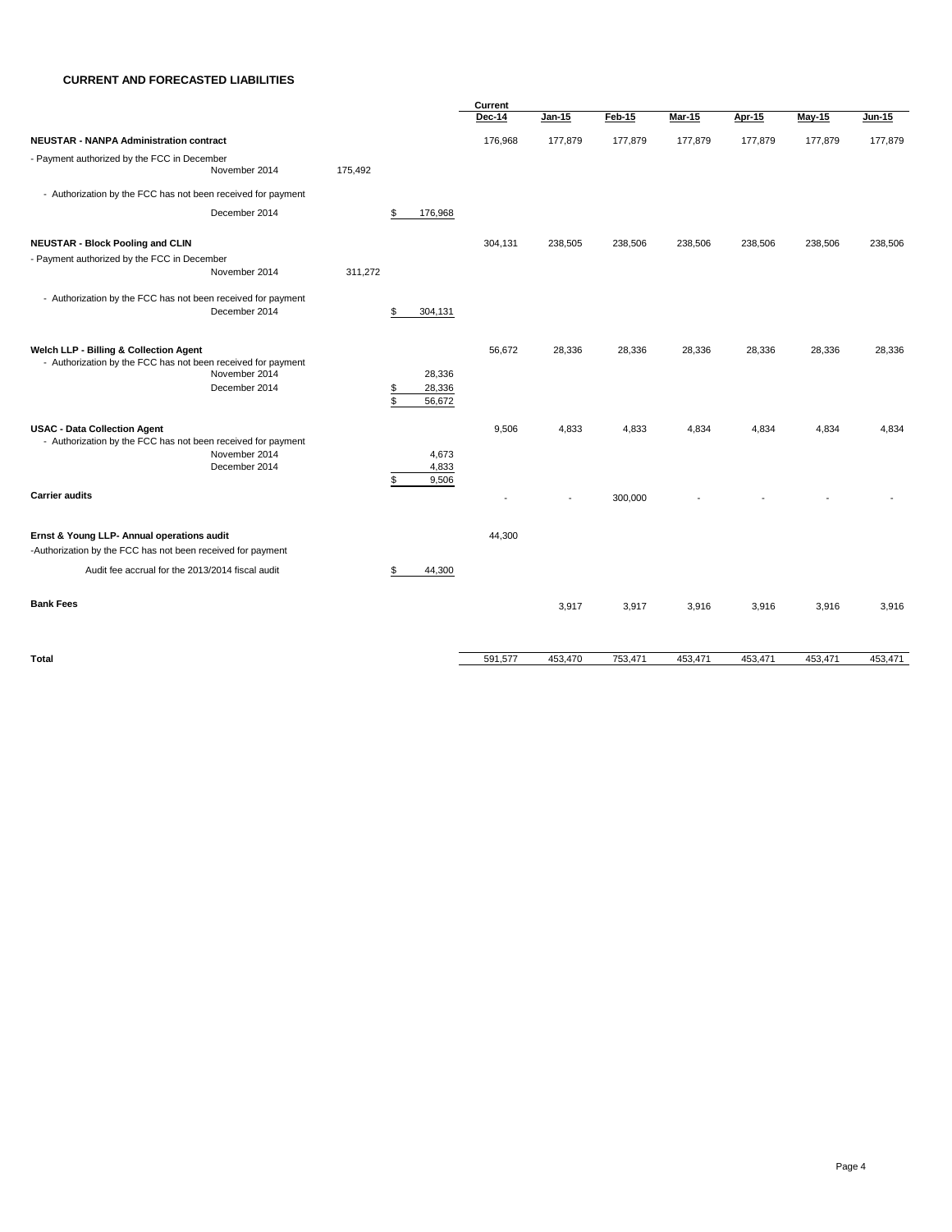## CURRENT AND FORECASTED LIABILITIES

| | | | Current Dec-14 | Jan-15 | Feb-15 | Mar-15 | Apr-15 | May-15 | Jun-15 |
|---|---|---|---|---|---|---|---|---|---|
| **NEUSTAR - NANPA Administration contract** | | | 176,968 | 177,879 | 177,879 | 177,879 | 177,879 | 177,879 | 177,879 |
| - Payment authorized by the FCC in December | | | | | | | | | |
| November 2014 | 175,492 | | | | | | | | |
| - Authorization by the FCC has not been received for payment | | | | | | | | | |
| December 2014 | | $ 176,968 | | | | | | | |
| **NEUSTAR - Block Pooling and CLIN** | | | 304,131 | 238,505 | 238,506 | 238,506 | 238,506 | 238,506 | 238,506 |
| - Payment authorized by the FCC in December | | | | | | | | | |
| November 2014 | 311,272 | | | | | | | | |
| - Authorization by the FCC has not been received for payment | | | | | | | | | |
| December 2014 | | $ 304,131 | | | | | | | |
| **Welch LLP - Billing & Collection Agent** | | | 56,672 | 28,336 | 28,336 | 28,336 | 28,336 | 28,336 | 28,336 |
| - Authorization by the FCC has not been received for payment | | | | | | | | | |
| November 2014 | | 28,336 | | | | | | | |
| December 2014 | | $ 28,336 | | | | | | | |
| | | $ 56,672 | | | | | | | |
| **USAC - Data Collection Agent** | | | 9,506 | 4,833 | 4,833 | 4,834 | 4,834 | 4,834 | 4,834 |
| - Authorization by the FCC has not been received for payment | | | | | | | | | |
| November 2014 | | 4,673 | | | | | | | |
| December 2014 | | 4,833 | | | | | | | |
| | | $ 9,506 | | | | | | | |
| **Carrier audits** | | | - | - | 300,000 | - | - | - | - |
| **Ernst & Young LLP- Annual operations audit** | | | 44,300 | | | | | | |
| -Authorization by the FCC has not been received for payment | | | | | | | | | |
| Audit fee accrual for the 2013/2014 fiscal audit | | $ 44,300 | | | | | | | |
| **Bank Fees** | | | | 3,917 | 3,917 | 3,916 | 3,916 | 3,916 | 3,916 |
| **Total** | | | 591,577 | 453,470 | 753,471 | 453,471 | 453,471 | 453,471 | 453,471 |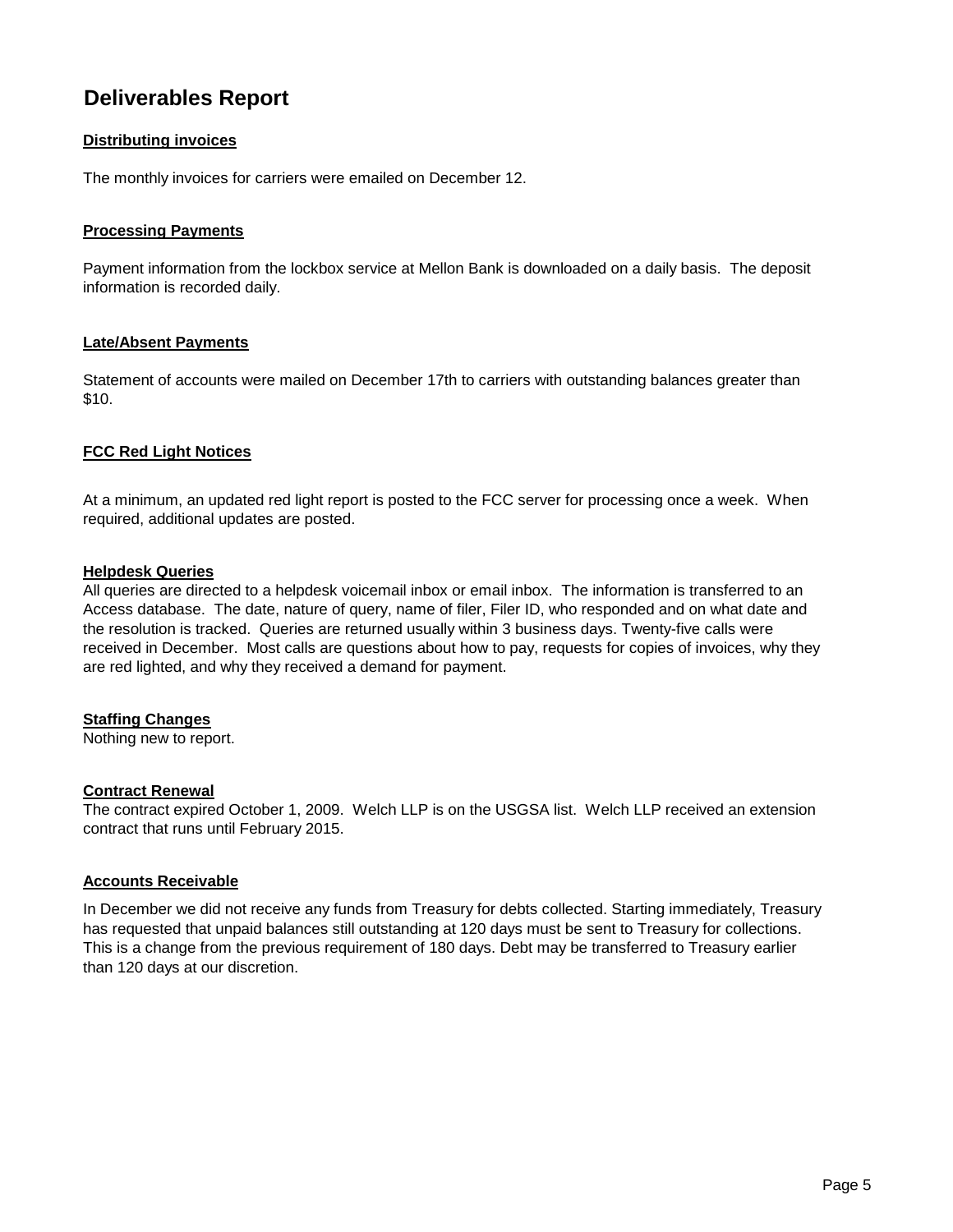# Deliverables Report

**Distributing invoices**

The monthly invoices for carriers were emailed on December 12.

**Processing Payments**

Payment information from the lockbox service at Mellon Bank is downloaded on a daily basis. The deposit information is recorded daily.

**Late/Absent Payments**

Statement of accounts were mailed on December 17th to carriers with outstanding balances greater than $10.

**FCC Red Light Notices**

At a minimum, an updated red light report is posted to the FCC server for processing once a week. When required, additional updates are posted.

**Helpdesk Queries**

All queries are directed to a helpdesk voicemail inbox or email inbox. The information is transferred to an Access database. The date, nature of query, name of filer, Filer ID, who responded and on what date and the resolution is tracked. Queries are returned usually within 3 business days. Twenty-five calls were received in December. Most calls are questions about how to pay, requests for copies of invoices, why they are red lighted, and why they received a demand for payment.

**Staffing Changes**

Nothing new to report.

**Contract Renewal**

The contract expired October 1, 2009. Welch LLP is on the USGSA list. Welch LLP received an extension contract that runs until February 2015.

**Accounts Receivable**

In December we did not receive any funds from Treasury for debts collected. Starting immediately, Treasury has requested that unpaid balances still outstanding at 120 days must be sent to Treasury for collections. This is a change from the previous requirement of 180 days. Debt may be transferred to Treasury earlier than 120 days at our discretion.